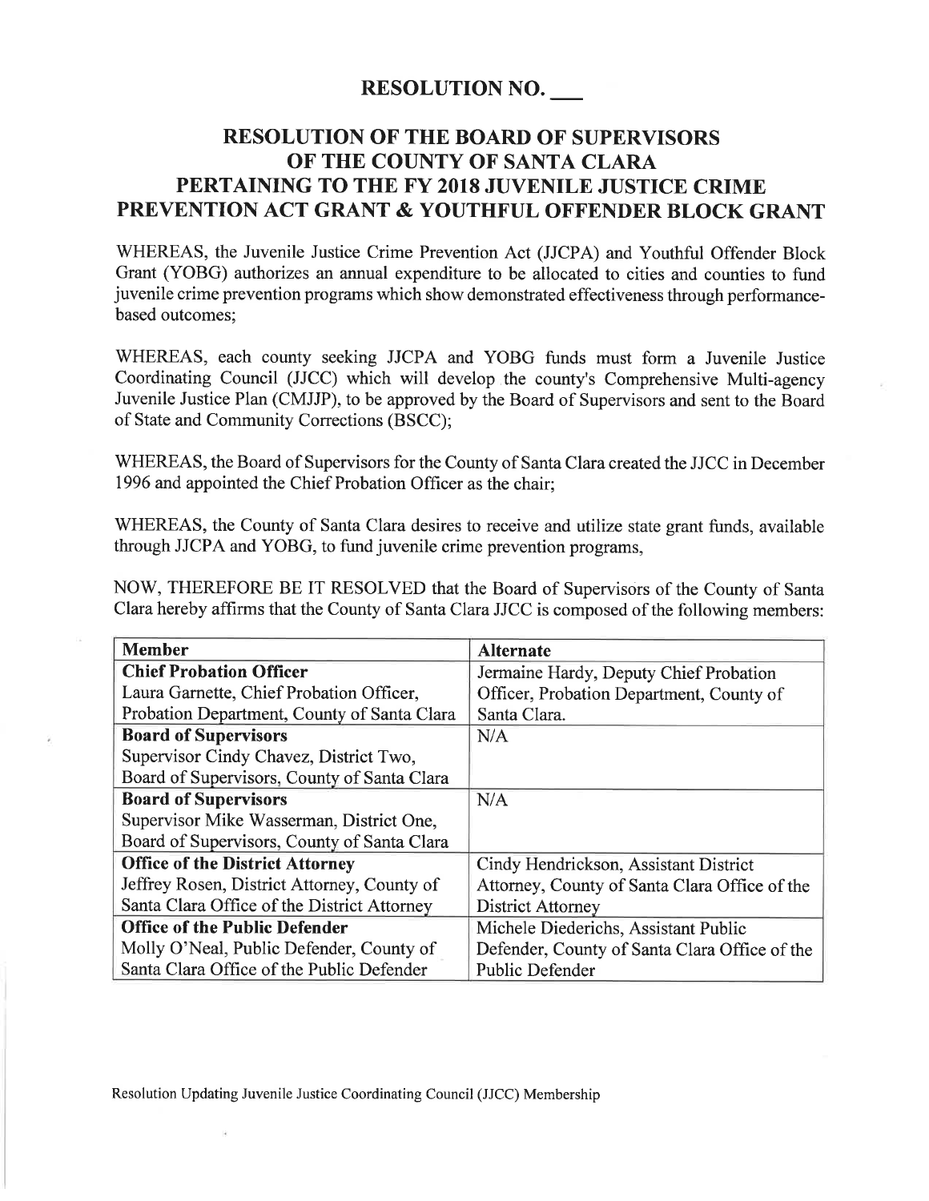# RESOLUTION NO. ___

## RESOLUTION OF THE BOARD OF SUPERVISORS OF THE COUNTY OF SANTA CLARA PERTAINING TO THE FY 2018 JUVENILE JUSTICE CRIME PREVENTION ACT GRANT & YOUTHFUL OFFENDER BLOCK GRANT

WHEREAS, the Juvenile Justice Crime Prevention Act (JJCPA) and Youthful Offender Block Grant (YOBG) authorizes an annual expenditure to be allocated to cities and counties to fund juvenile crime prevention programs which show demonstrated effectiveness through performance-based outcomes;

WHEREAS, each county seeking JJCPA and YOBG funds must form a Juvenile Justice Coordinating Council (JJCC) which will develop the county's Comprehensive Multi-agency Juvenile Justice Plan (CMJJP), to be approved by the Board of Supervisors and sent to the Board of State and Community Corrections (BSCC);

WHEREAS, the Board of Supervisors for the County of Santa Clara created the JJCC in December 1996 and appointed the Chief Probation Officer as the chair;

WHEREAS, the County of Santa Clara desires to receive and utilize state grant funds, available through JJCPA and YOBG, to fund juvenile crime prevention programs,

NOW, THEREFORE BE IT RESOLVED that the Board of Supervisors of the County of Santa Clara hereby affirms that the County of Santa Clara JJCC is composed of the following members:

| Member | Alternate |
|---|---|
| **Chief Probation Officer**<br>Laura Garnette, Chief Probation Officer, Probation Department, County of Santa Clara | Jermaine Hardy, Deputy Chief Probation Officer, Probation Department, County of Santa Clara. |
| **Board of Supervisors**<br>Supervisor Cindy Chavez, District Two, Board of Supervisors, County of Santa Clara | N/A |
| **Board of Supervisors**<br>Supervisor Mike Wasserman, District One, Board of Supervisors, County of Santa Clara | N/A |
| **Office of the District Attorney**<br>Jeffrey Rosen, District Attorney, County of Santa Clara Office of the District Attorney | Cindy Hendrickson, Assistant District Attorney, County of Santa Clara Office of the District Attorney |
| **Office of the Public Defender**<br>Molly O'Neal, Public Defender, County of Santa Clara Office of the Public Defender | Michele Diederichs, Assistant Public Defender, County of Santa Clara Office of the Public Defender |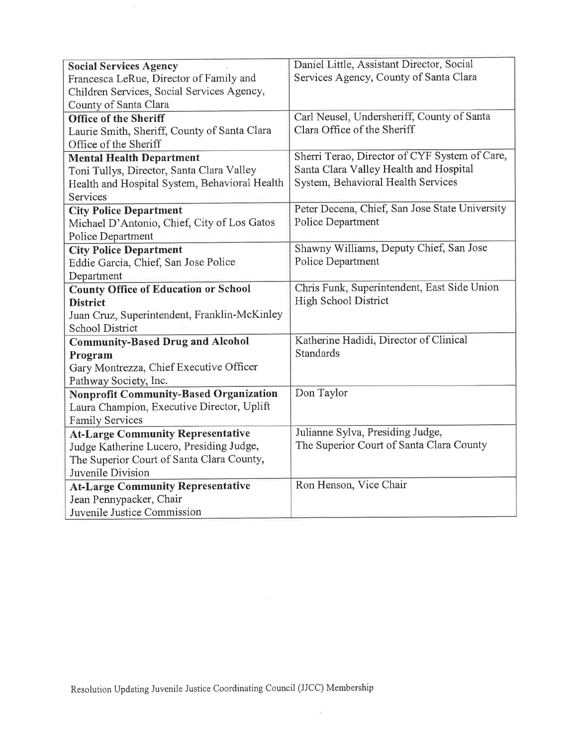| | |
|---|---|
| **Social Services Agency**<br>Francesca LeRue, Director of Family and Children Services, Social Services Agency, County of Santa Clara | Daniel Little, Assistant Director, Social Services Agency, County of Santa Clara |
| **Office of the Sheriff**<br>Laurie Smith, Sheriff, County of Santa Clara Office of the Sheriff | Carl Neusel, Undersheriff, County of Santa Clara Office of the Sheriff |
| **Mental Health Department**<br>Toni Tullys, Director, Santa Clara Valley Health and Hospital System, Behavioral Health Services | Sherri Terao, Director of CYF System of Care, Santa Clara Valley Health and Hospital System, Behavioral Health Services |
| **City Police Department**<br>Michael D'Antonio, Chief, City of Los Gatos Police Department | Peter Decena, Chief, San Jose State University Police Department |
| **City Police Department**<br>Eddie Garcia, Chief, San Jose Police Department | Shawny Williams, Deputy Chief, San Jose Police Department |
| **County Office of Education or School District**<br>Juan Cruz, Superintendent, Franklin-McKinley School District | Chris Funk, Superintendent, East Side Union High School District |
| **Community-Based Drug and Alcohol Program**<br>Gary Montrezza, Chief Executive Officer Pathway Society, Inc. | Katherine Hadidi, Director of Clinical Standards |
| **Nonprofit Community-Based Organization**<br>Laura Champion, Executive Director, Uplift Family Services | Don Taylor |
| **At-Large Community Representative**<br>Judge Katherine Lucero, Presiding Judge, The Superior Court of Santa Clara County, Juvenile Division | Julianne Sylva, Presiding Judge, The Superior Court of Santa Clara County |
| **At-Large Community Representative**<br>Jean Pennypacker, Chair<br>Juvenile Justice Commission | Ron Henson, Vice Chair |

Resolution Updating Juvenile Justice Coordinating Council (JJCC) Membership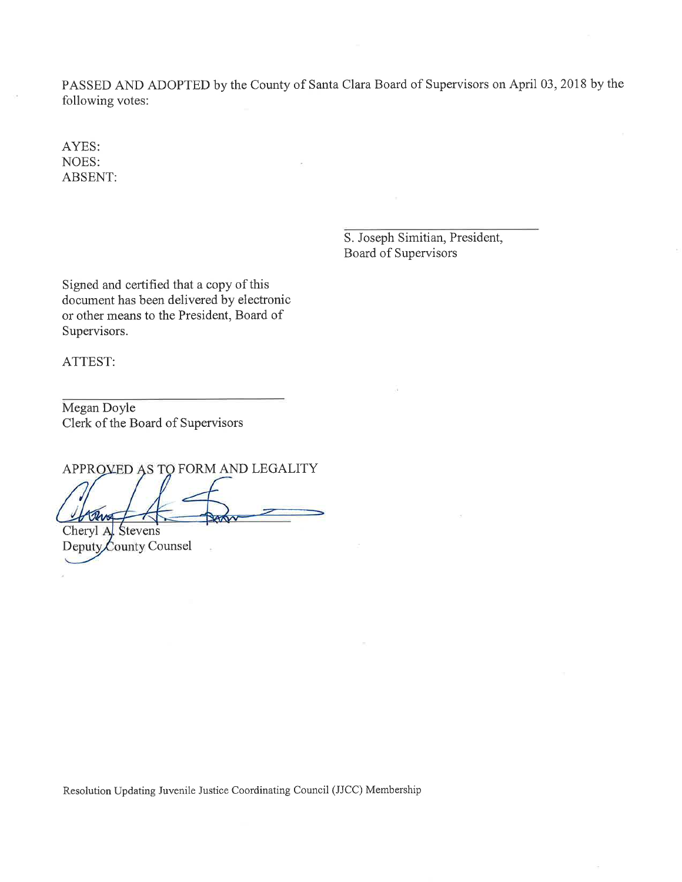PASSED AND ADOPTED by the County of Santa Clara Board of Supervisors on April 03, 2018 by the following votes:

AYES:
NOES:
ABSENT:

S. Joseph Simitian, President,
Board of Supervisors

Signed and certified that a copy of this document has been delivered by electronic or other means to the President, Board of Supervisors.

ATTEST:

Megan Doyle
Clerk of the Board of Supervisors

APPROVED AS TO FORM AND LEGALITY

Cheryl A. Stevens
Deputy County Counsel

Resolution Updating Juvenile Justice Coordinating Council (JJCC) Membership